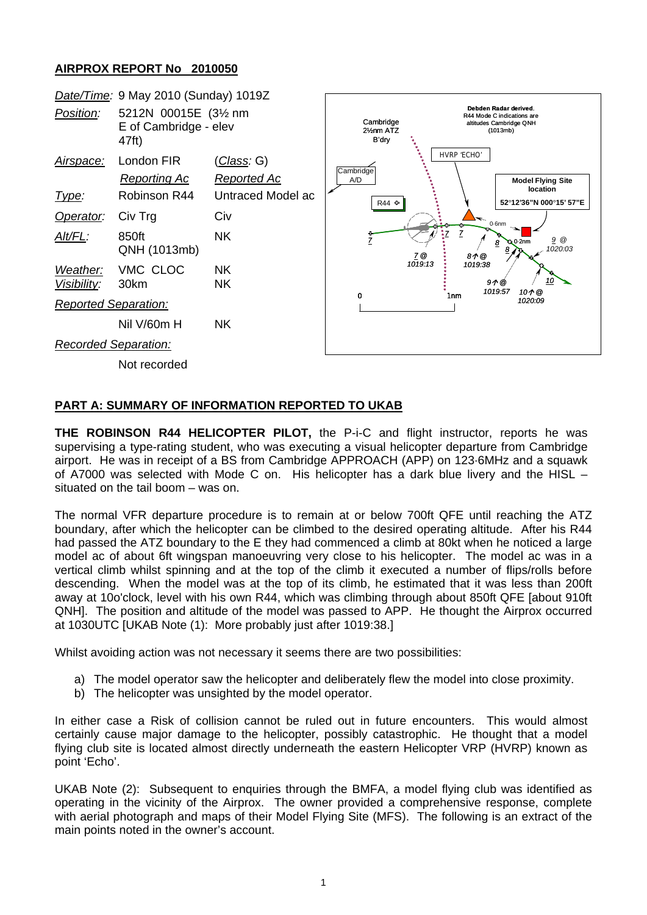## AIRPROX REPORT No 2010050

| | | |
|---|---|---|
| *Date/Time:* | 9 May 2010 (Sunday) 1019Z | |
| *Position:* | 5212N 00015E (3½ nm E of Cambridge - elev 47ft) | |
| *Airspace:* | London FIR | (*Class*: G) |
| | *Reporting Ac* | *Reported Ac* |
| *Type:* | Robinson R44 | Untraced Model ac |
| *Operator:* | Civ Trg | Civ |
| *Alt/FL:* | 850ft QNH (1013mb) | NK |
| *Weather:* | VMC CLOC | NK |
| *Visibility:* | 30km | NK |
| *Reported Separation:* | | |
| | Nil V/60m H | NK |
| *Recorded Separation:* | | |
| | Not recorded | |

### PART A: SUMMARY OF INFORMATION REPORTED TO UKAB

**THE ROBINSON R44 HELICOPTER PILOT,** the P-i-C and flight instructor, reports he was supervising a type-rating student, who was executing a visual helicopter departure from Cambridge airport. He was in receipt of a BS from Cambridge APPROACH (APP) on 123·6MHz and a squawk of A7000 was selected with Mode C on. His helicopter has a dark blue livery and the HISL – situated on the tail boom – was on.

The normal VFR departure procedure is to remain at or below 700ft QFE until reaching the ATZ boundary, after which the helicopter can be climbed to the desired operating altitude. After his R44 had passed the ATZ boundary to the E they had commenced a climb at 80kt when he noticed a large model ac of about 6ft wingspan manoeuvring very close to his helicopter. The model ac was in a vertical climb whilst spinning and at the top of the climb it executed a number of flips/rolls before descending. When the model was at the top of its climb, he estimated that it was less than 200ft away at 10o'clock, level with his own R44, which was climbing through about 850ft QFE [about 910ft QNH]. The position and altitude of the model was passed to APP. He thought the Airprox occurred at 1030UTC [UKAB Note (1): More probably just after 1019:38.]

Whilst avoiding action was not necessary it seems there are two possibilities:

a) The model operator saw the helicopter and deliberately flew the model into close proximity.
b) The helicopter was unsighted by the model operator.

In either case a Risk of collision cannot be ruled out in future encounters. This would almost certainly cause major damage to the helicopter, possibly catastrophic. He thought that a model flying club site is located almost directly underneath the eastern Helicopter VRP (HVRP) known as point 'Echo'.

UKAB Note (2): Subsequent to enquiries through the BMFA, a model flying club was identified as operating in the vicinity of the Airprox. The owner provided a comprehensive response, complete with aerial photograph and maps of their Model Flying Site (MFS). The following is an extract of the main points noted in the owner's account.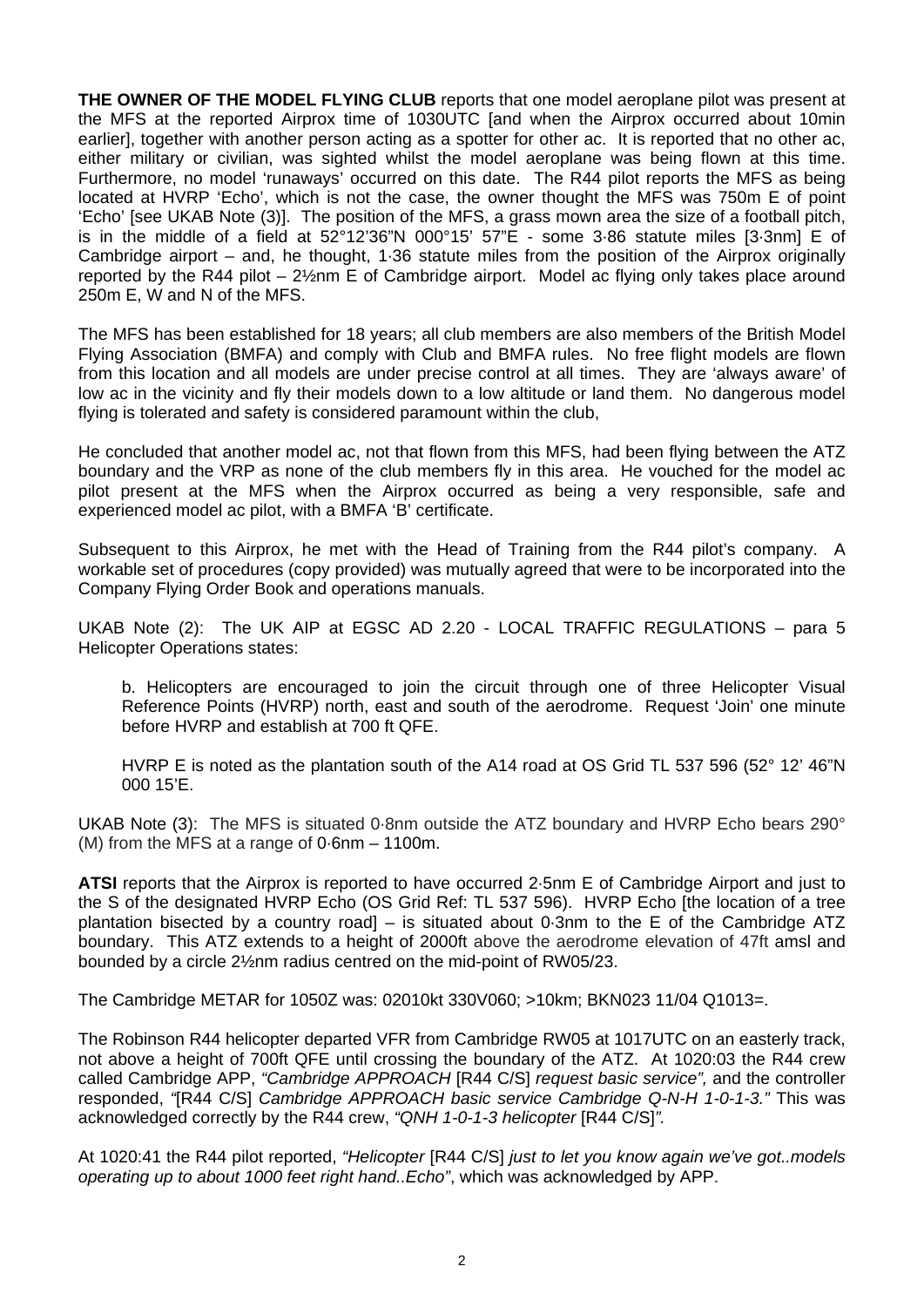**THE OWNER OF THE MODEL FLYING CLUB** reports that one model aeroplane pilot was present at the MFS at the reported Airprox time of 1030UTC [and when the Airprox occurred about 10min earlier], together with another person acting as a spotter for other ac. It is reported that no other ac, either military or civilian, was sighted whilst the model aeroplane was being flown at this time. Furthermore, no model 'runaways' occurred on this date. The R44 pilot reports the MFS as being located at HVRP 'Echo', which is not the case, the owner thought the MFS was 750m E of point 'Echo' [see UKAB Note (3)]. The position of the MFS, a grass mown area the size of a football pitch, is in the middle of a field at 52°12'36"N 000°15' 57"E - some 3·86 statute miles [3·3nm] E of Cambridge airport – and, he thought, 1·36 statute miles from the position of the Airprox originally reported by the R44 pilot – 2½nm E of Cambridge airport. Model ac flying only takes place around 250m E, W and N of the MFS.

The MFS has been established for 18 years; all club members are also members of the British Model Flying Association (BMFA) and comply with Club and BMFA rules. No free flight models are flown from this location and all models are under precise control at all times. They are 'always aware' of low ac in the vicinity and fly their models down to a low altitude or land them. No dangerous model flying is tolerated and safety is considered paramount within the club,

He concluded that another model ac, not that flown from this MFS, had been flying between the ATZ boundary and the VRP as none of the club members fly in this area. He vouched for the model ac pilot present at the MFS when the Airprox occurred as being a very responsible, safe and experienced model ac pilot, with a BMFA 'B' certificate.

Subsequent to this Airprox, he met with the Head of Training from the R44 pilot's company. A workable set of procedures (copy provided) was mutually agreed that were to be incorporated into the Company Flying Order Book and operations manuals.

UKAB Note (2): The UK AIP at EGSC AD 2.20 - LOCAL TRAFFIC REGULATIONS – para 5 Helicopter Operations states:

> b. Helicopters are encouraged to join the circuit through one of three Helicopter Visual Reference Points (HVRP) north, east and south of the aerodrome. Request 'Join' one minute before HVRP and establish at 700 ft QFE.
>
> HVRP E is noted as the plantation south of the A14 road at OS Grid TL 537 596 (52° 12' 46"N 000 15'E.

UKAB Note (3): The MFS is situated 0·8nm outside the ATZ boundary and HVRP Echo bears 290° (M) from the MFS at a range of 0·6nm – 1100m.

**ATSI** reports that the Airprox is reported to have occurred 2·5nm E of Cambridge Airport and just to the S of the designated HVRP Echo (OS Grid Ref: TL 537 596). HVRP Echo [the location of a tree plantation bisected by a country road] – is situated about 0·3nm to the E of the Cambridge ATZ boundary. This ATZ extends to a height of 2000ft above the aerodrome elevation of 47ft amsl and bounded by a circle 2½nm radius centred on the mid-point of RW05/23.

The Cambridge METAR for 1050Z was: 02010kt 330V060; >10km; BKN023 11/04 Q1013=.

The Robinson R44 helicopter departed VFR from Cambridge RW05 at 1017UTC on an easterly track, not above a height of 700ft QFE until crossing the boundary of the ATZ. At 1020:03 the R44 crew called Cambridge APP, *"Cambridge APPROACH* [R44 C/S] *request basic service",* and the controller responded, *"*[R44 C/S] *Cambridge APPROACH basic service Cambridge Q-N-H 1-0-1-3."* This was acknowledged correctly by the R44 crew, *"QNH 1-0-1-3 helicopter* [R44 C/S]*".*

At 1020:41 the R44 pilot reported, *"Helicopter* [R44 C/S] *just to let you know again we've got..models operating up to about 1000 feet right hand..Echo"*, which was acknowledged by APP.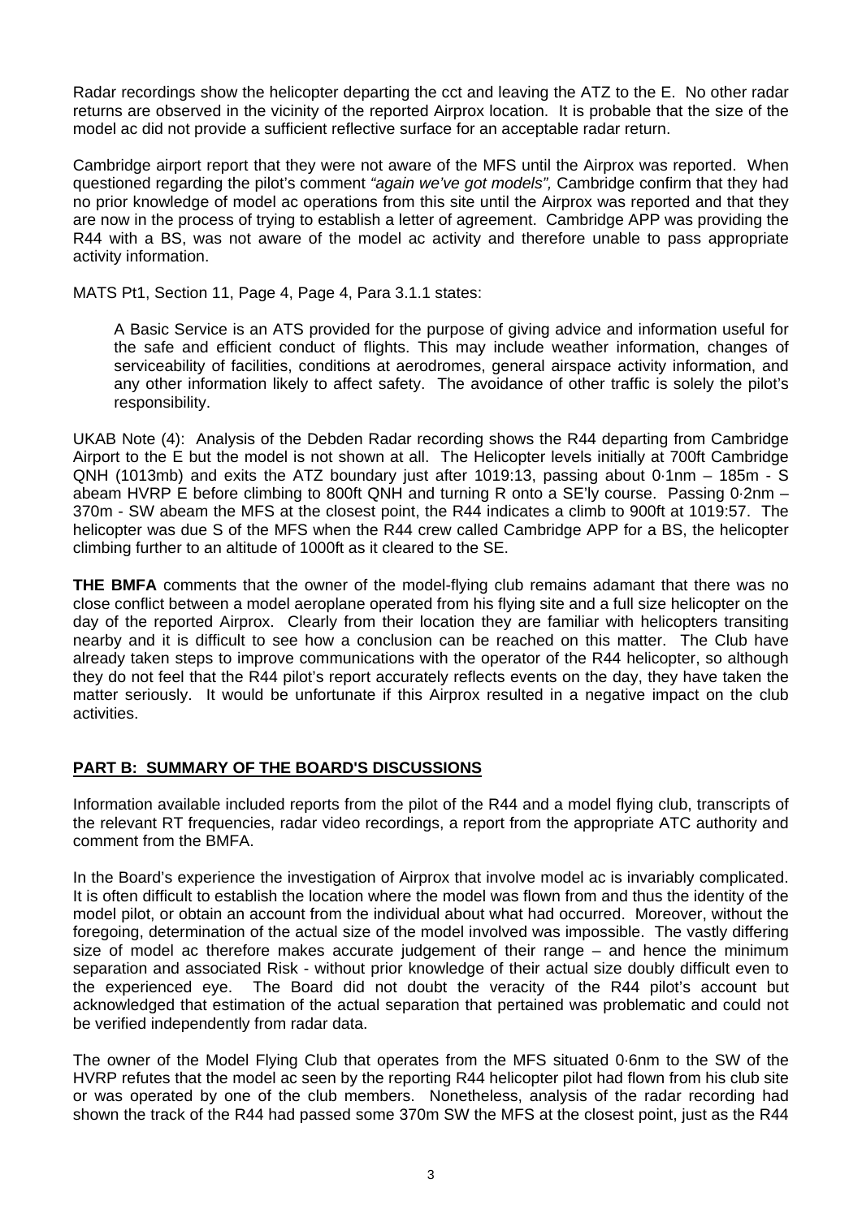Radar recordings show the helicopter departing the cct and leaving the ATZ to the E. No other radar returns are observed in the vicinity of the reported Airprox location. It is probable that the size of the model ac did not provide a sufficient reflective surface for an acceptable radar return.

Cambridge airport report that they were not aware of the MFS until the Airprox was reported. When questioned regarding the pilot's comment *"again we've got models",* Cambridge confirm that they had no prior knowledge of model ac operations from this site until the Airprox was reported and that they are now in the process of trying to establish a letter of agreement. Cambridge APP was providing the R44 with a BS, was not aware of the model ac activity and therefore unable to pass appropriate activity information.

MATS Pt1, Section 11, Page 4, Page 4, Para 3.1.1 states:

> A Basic Service is an ATS provided for the purpose of giving advice and information useful for the safe and efficient conduct of flights. This may include weather information, changes of serviceability of facilities, conditions at aerodromes, general airspace activity information, and any other information likely to affect safety. The avoidance of other traffic is solely the pilot's responsibility.

UKAB Note (4): Analysis of the Debden Radar recording shows the R44 departing from Cambridge Airport to the E but the model is not shown at all. The Helicopter levels initially at 700ft Cambridge QNH (1013mb) and exits the ATZ boundary just after 1019:13, passing about 0·1nm – 185m - S abeam HVRP E before climbing to 800ft QNH and turning R onto a SE'ly course. Passing 0·2nm – 370m - SW abeam the MFS at the closest point, the R44 indicates a climb to 900ft at 1019:57. The helicopter was due S of the MFS when the R44 crew called Cambridge APP for a BS, the helicopter climbing further to an altitude of 1000ft as it cleared to the SE.

**THE BMFA** comments that the owner of the model-flying club remains adamant that there was no close conflict between a model aeroplane operated from his flying site and a full size helicopter on the day of the reported Airprox. Clearly from their location they are familiar with helicopters transiting nearby and it is difficult to see how a conclusion can be reached on this matter. The Club have already taken steps to improve communications with the operator of the R44 helicopter, so although they do not feel that the R44 pilot's report accurately reflects events on the day, they have taken the matter seriously. It would be unfortunate if this Airprox resulted in a negative impact on the club activities.

## PART B: SUMMARY OF THE BOARD'S DISCUSSIONS

Information available included reports from the pilot of the R44 and a model flying club, transcripts of the relevant RT frequencies, radar video recordings, a report from the appropriate ATC authority and comment from the BMFA.

In the Board's experience the investigation of Airprox that involve model ac is invariably complicated. It is often difficult to establish the location where the model was flown from and thus the identity of the model pilot, or obtain an account from the individual about what had occurred. Moreover, without the foregoing, determination of the actual size of the model involved was impossible. The vastly differing size of model ac therefore makes accurate judgement of their range – and hence the minimum separation and associated Risk - without prior knowledge of their actual size doubly difficult even to the experienced eye. The Board did not doubt the veracity of the R44 pilot's account but acknowledged that estimation of the actual separation that pertained was problematic and could not be verified independently from radar data.

The owner of the Model Flying Club that operates from the MFS situated 0·6nm to the SW of the HVRP refutes that the model ac seen by the reporting R44 helicopter pilot had flown from his club site or was operated by one of the club members. Nonetheless, analysis of the radar recording had shown the track of the R44 had passed some 370m SW the MFS at the closest point, just as the R44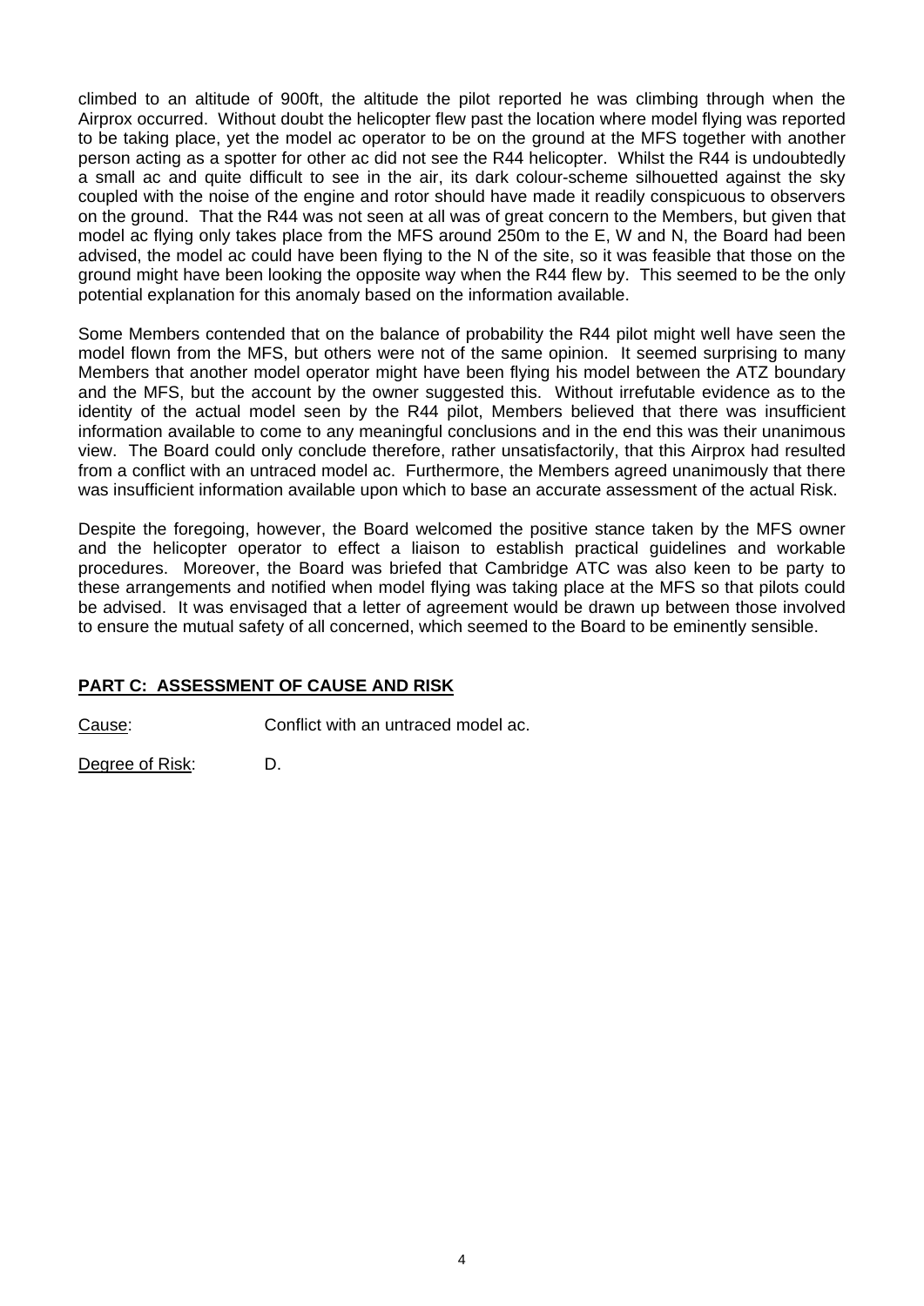climbed to an altitude of 900ft, the altitude the pilot reported he was climbing through when the Airprox occurred. Without doubt the helicopter flew past the location where model flying was reported to be taking place, yet the model ac operator to be on the ground at the MFS together with another person acting as a spotter for other ac did not see the R44 helicopter. Whilst the R44 is undoubtedly a small ac and quite difficult to see in the air, its dark colour-scheme silhouetted against the sky coupled with the noise of the engine and rotor should have made it readily conspicuous to observers on the ground. That the R44 was not seen at all was of great concern to the Members, but given that model ac flying only takes place from the MFS around 250m to the E, W and N, the Board had been advised, the model ac could have been flying to the N of the site, so it was feasible that those on the ground might have been looking the opposite way when the R44 flew by. This seemed to be the only potential explanation for this anomaly based on the information available.

Some Members contended that on the balance of probability the R44 pilot might well have seen the model flown from the MFS, but others were not of the same opinion. It seemed surprising to many Members that another model operator might have been flying his model between the ATZ boundary and the MFS, but the account by the owner suggested this. Without irrefutable evidence as to the identity of the actual model seen by the R44 pilot, Members believed that there was insufficient information available to come to any meaningful conclusions and in the end this was their unanimous view. The Board could only conclude therefore, rather unsatisfactorily, that this Airprox had resulted from a conflict with an untraced model ac. Furthermore, the Members agreed unanimously that there was insufficient information available upon which to base an accurate assessment of the actual Risk.

Despite the foregoing, however, the Board welcomed the positive stance taken by the MFS owner and the helicopter operator to effect a liaison to establish practical guidelines and workable procedures. Moreover, the Board was briefed that Cambridge ATC was also keen to be party to these arrangements and notified when model flying was taking place at the MFS so that pilots could be advised. It was envisaged that a letter of agreement would be drawn up between those involved to ensure the mutual safety of all concerned, which seemed to the Board to be eminently sensible.

## PART C: ASSESSMENT OF CAUSE AND RISK

Cause: Conflict with an untraced model ac.

Degree of Risk: D.